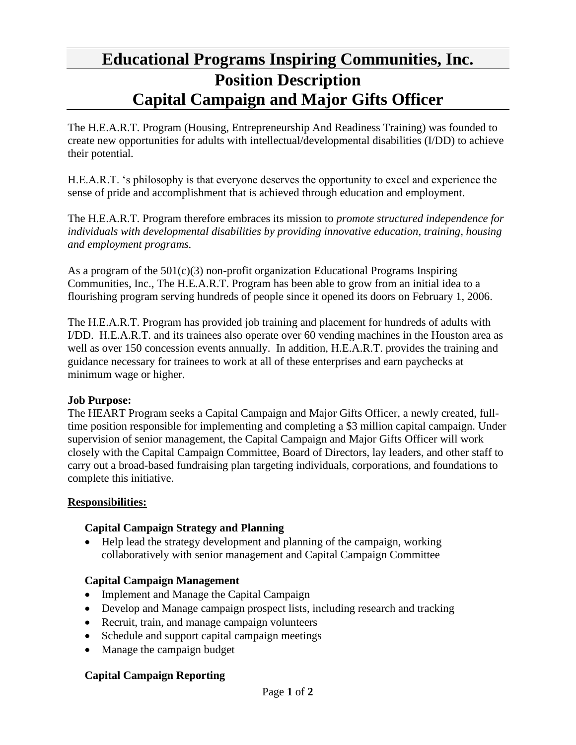# Educational Programs Inspiring Communities, Inc.

## Position Description
## Capital Campaign and Major Gifts Officer

The H.E.A.R.T. Program (Housing, Entrepreneurship And Readiness Training) was founded to create new opportunities for adults with intellectual/developmental disabilities (I/DD) to achieve their potential.

H.E.A.R.T. 's philosophy is that everyone deserves the opportunity to excel and experience the sense of pride and accomplishment that is achieved through education and employment.

The H.E.A.R.T. Program therefore embraces its mission to *promote structured independence for individuals with developmental disabilities by providing innovative education, training, housing and employment programs.*

As a program of the 501(c)(3) non-profit organization Educational Programs Inspiring Communities, Inc., The H.E.A.R.T. Program has been able to grow from an initial idea to a flourishing program serving hundreds of people since it opened its doors on February 1, 2006.

The H.E.A.R.T. Program has provided job training and placement for hundreds of adults with I/DD. H.E.A.R.T. and its trainees also operate over 60 vending machines in the Houston area as well as over 150 concession events annually. In addition, H.E.A.R.T. provides the training and guidance necessary for trainees to work at all of these enterprises and earn paychecks at minimum wage or higher.

**Job Purpose:**
The HEART Program seeks a Capital Campaign and Major Gifts Officer, a newly created, full-time position responsible for implementing and completing a $3 million capital campaign. Under supervision of senior management, the Capital Campaign and Major Gifts Officer will work closely with the Capital Campaign Committee, Board of Directors, lay leaders, and other staff to carry out a broad-based fundraising plan targeting individuals, corporations, and foundations to complete this initiative.

**Responsibilities:**

**Capital Campaign Strategy and Planning**

- Help lead the strategy development and planning of the campaign, working collaboratively with senior management and Capital Campaign Committee

**Capital Campaign Management**

- Implement and Manage the Capital Campaign
- Develop and Manage campaign prospect lists, including research and tracking
- Recruit, train, and manage campaign volunteers
- Schedule and support capital campaign meetings
- Manage the campaign budget

**Capital Campaign Reporting**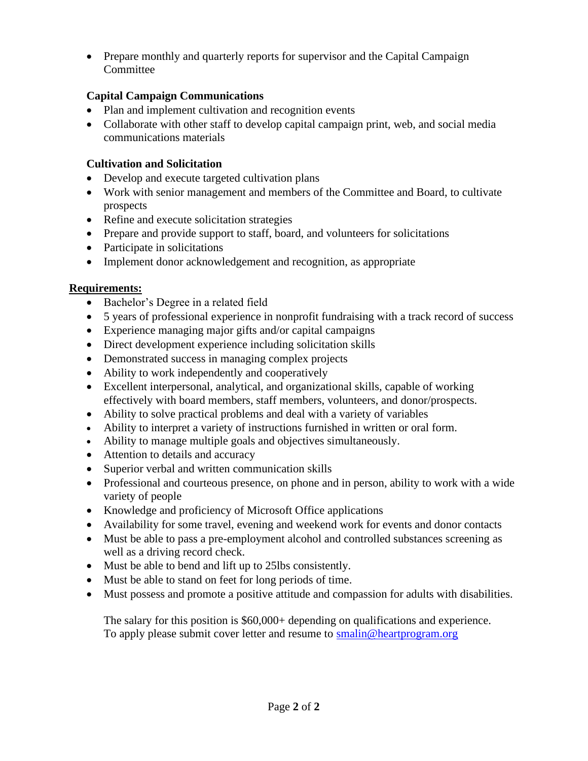- Prepare monthly and quarterly reports for supervisor and the Capital Campaign Committee

**Capital Campaign Communications**

- Plan and implement cultivation and recognition events
- Collaborate with other staff to develop capital campaign print, web, and social media communications materials

**Cultivation and Solicitation**

- Develop and execute targeted cultivation plans
- Work with senior management and members of the Committee and Board, to cultivate prospects
- Refine and execute solicitation strategies
- Prepare and provide support to staff, board, and volunteers for solicitations
- Participate in solicitations
- Implement donor acknowledgement and recognition, as appropriate

**Requirements:**

- Bachelor's Degree in a related field
- 5 years of professional experience in nonprofit fundraising with a track record of success
- Experience managing major gifts and/or capital campaigns
- Direct development experience including solicitation skills
- Demonstrated success in managing complex projects
- Ability to work independently and cooperatively
- Excellent interpersonal, analytical, and organizational skills, capable of working effectively with board members, staff members, volunteers, and donor/prospects.
- Ability to solve practical problems and deal with a variety of variables
- Ability to interpret a variety of instructions furnished in written or oral form.
- Ability to manage multiple goals and objectives simultaneously.
- Attention to details and accuracy
- Superior verbal and written communication skills
- Professional and courteous presence, on phone and in person, ability to work with a wide variety of people
- Knowledge and proficiency of Microsoft Office applications
- Availability for some travel, evening and weekend work for events and donor contacts
- Must be able to pass a pre-employment alcohol and controlled substances screening as well as a driving record check.
- Must be able to bend and lift up to 25lbs consistently.
- Must be able to stand on feet for long periods of time.
- Must possess and promote a positive attitude and compassion for adults with disabilities.

The salary for this position is $60,000+ depending on qualifications and experience. To apply please submit cover letter and resume to smalin@heartprogram.org